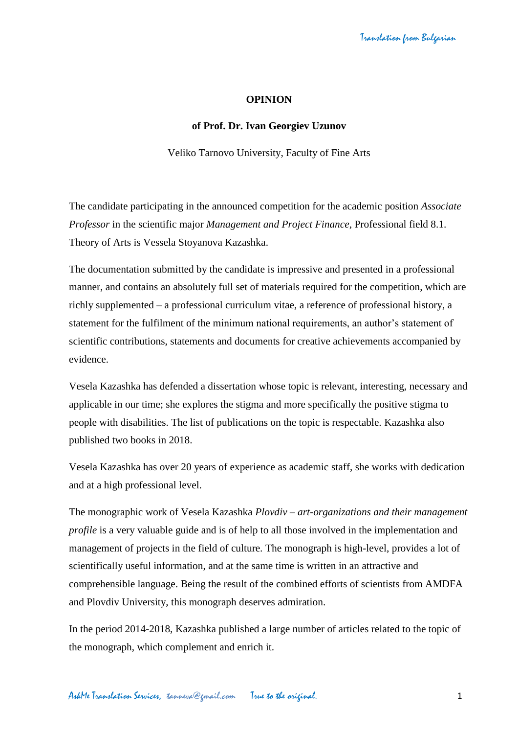**OPINION**

**of Prof. Dr. Ivan Georgiev Uzunov**

Veliko Tarnovo University, Faculty of Fine Arts

The candidate participating in the announced competition for the academic position *Associate Professor* in the scientific major *Management and Project Finance*, Professional field 8.1. Theory of Arts is Vessela Stoyanova Kazashka.

The documentation submitted by the candidate is impressive and presented in a professional manner, and contains an absolutely full set of materials required for the competition, which are richly supplemented – a professional curriculum vitae, a reference of professional history, a statement for the fulfilment of the minimum national requirements, an author's statement of scientific contributions, statements and documents for creative achievements accompanied by evidence.

Vesela Kazashka has defended a dissertation whose topic is relevant, interesting, necessary and applicable in our time; she explores the stigma and more specifically the positive stigma to people with disabilities. The list of publications on the topic is respectable. Kazashka also published two books in 2018.

Vesela Kazashka has over 20 years of experience as academic staff, she works with dedication and at a high professional level.

The monographic work of Vesela Kazashka *Plovdiv – art-organizations and their management profile* is a very valuable guide and is of help to all those involved in the implementation and management of projects in the field of culture. The monograph is high-level, provides a lot of scientifically useful information, and at the same time is written in an attractive and comprehensible language. Being the result of the combined efforts of scientists from AMDFA and Plovdiv University, this monograph deserves admiration.

In the period 2014-2018, Kazashka published a large number of articles related to the topic of the monograph, which complement and enrich it.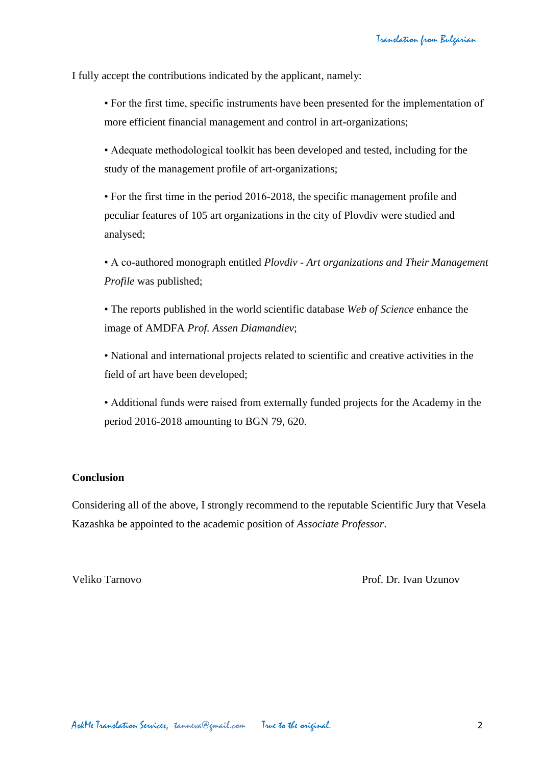I fully accept the contributions indicated by the applicant, namely:

- For the first time, specific instruments have been presented for the implementation of more efficient financial management and control in art-organizations;
- Adequate methodological toolkit has been developed and tested, including for the study of the management profile of art-organizations;
- For the first time in the period 2016-2018, the specific management profile and peculiar features of 105 art organizations in the city of Plovdiv were studied and analysed;
- A co-authored monograph entitled *Plovdiv - Art organizations and Their Management Profile* was published;
- The reports published in the world scientific database *Web of Science* enhance the image of AMDFA *Prof. Assen Diamandiev*;
- National and international projects related to scientific and creative activities in the field of art have been developed;
- Additional funds were raised from externally funded projects for the Academy in the period 2016-2018 amounting to BGN 79, 620.

**Conclusion**

Considering all of the above, I strongly recommend to the reputable Scientific Jury that Vesela Kazashka be appointed to the academic position of *Associate Professor*.

Veliko Tarnovo

Prof. Dr. Ivan Uzunov